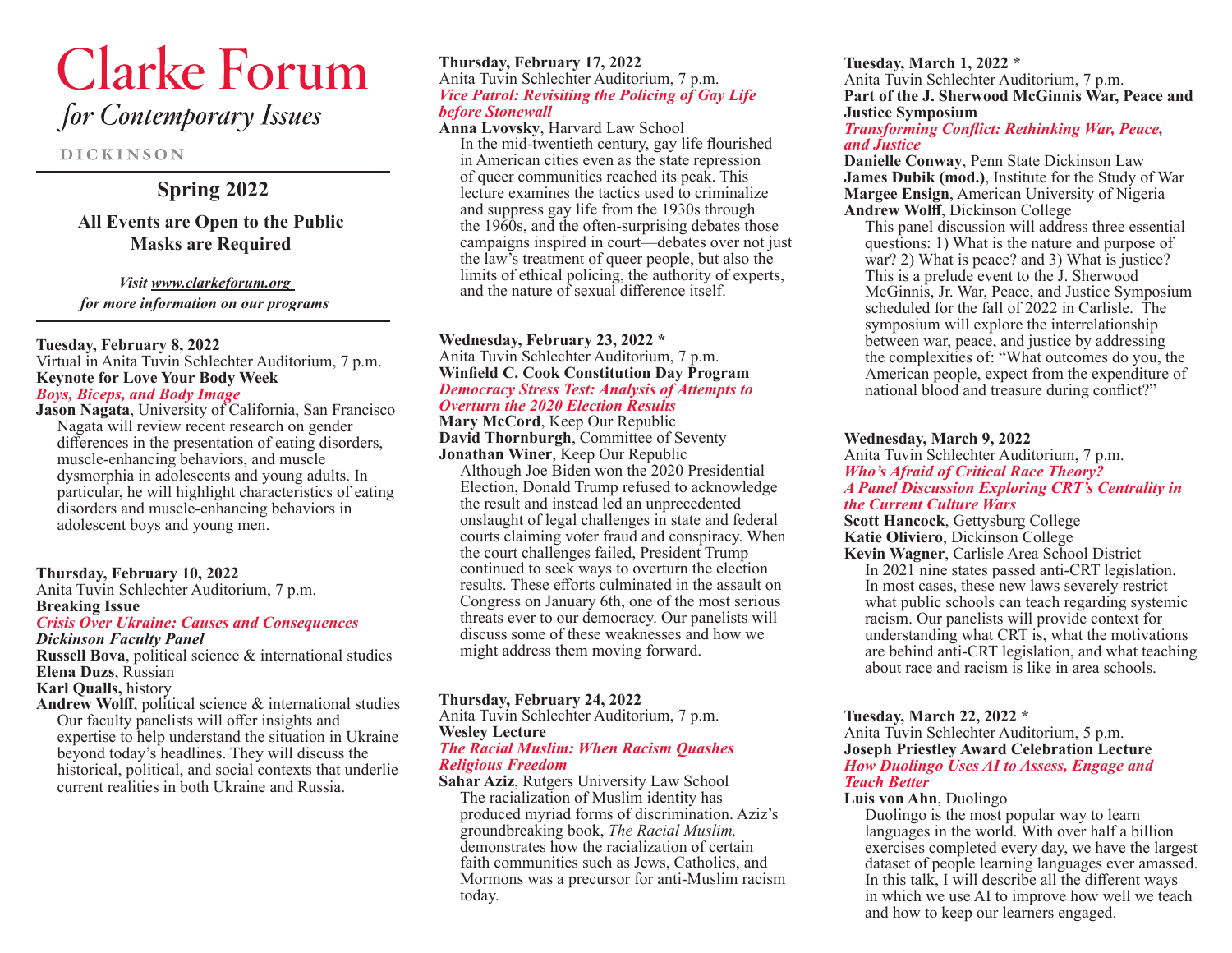# Clarke Forum

*for Contemporary Issues*

DICKINSON

## Spring 2022

**All Events are Open to the Public**
**Masks are Required**

*Visit www.clarkeforum.org for more information on our programs*

---

**Tuesday, February 8, 2022**
Virtual in Anita Tuvin Schlechter Auditorium, 7 p.m.
**Keynote for Love Your Body Week**
***Boys, Biceps, and Body Image***
**Jason Nagata**, University of California, San Francisco

Nagata will review recent research on gender differences in the presentation of eating disorders, muscle-enhancing behaviors, and muscle dysmorphia in adolescents and young adults. In particular, he will highlight characteristics of eating disorders and muscle-enhancing behaviors in adolescent boys and young men.

**Thursday, February 10, 2022**
Anita Tuvin Schlechter Auditorium, 7 p.m.
**Breaking Issue**
***Crisis Over Ukraine: Causes and Consequences***
***Dickinson Faculty Panel***
**Russell Bova**, political science & international studies
**Elena Duzs**, Russian
**Karl Qualls,** history
**Andrew Wolff**, political science & international studies

Our faculty panelists will offer insights and expertise to help understand the situation in Ukraine beyond today's headlines. They will discuss the historical, political, and social contexts that underlie current realities in both Ukraine and Russia.

**Thursday, February 17, 2022**
Anita Tuvin Schlechter Auditorium, 7 p.m.
***Vice Patrol: Revisiting the Policing of Gay Life before Stonewall***
**Anna Lvovsky**, Harvard Law School

In the mid-twentieth century, gay life flourished in American cities even as the state repression of queer communities reached its peak. This lecture examines the tactics used to criminalize and suppress gay life from the 1930s through the 1960s, and the often-surprising debates those campaigns inspired in court—debates over not just the law's treatment of queer people, but also the limits of ethical policing, the authority of experts, and the nature of sexual difference itself.

**Wednesday, February 23, 2022 ***
Anita Tuvin Schlechter Auditorium, 7 p.m.
**Winfield C. Cook Constitution Day Program**
***Democracy Stress Test: Analysis of Attempts to Overturn the 2020 Election Results***
**Mary McCord**, Keep Our Republic
**David Thornburgh**, Committee of Seventy
**Jonathan Winer**, Keep Our Republic

Although Joe Biden won the 2020 Presidential Election, Donald Trump refused to acknowledge the result and instead led an unprecedented onslaught of legal challenges in state and federal courts claiming voter fraud and conspiracy. When the court challenges failed, President Trump continued to seek ways to overturn the election results. These efforts culminated in the assault on Congress on January 6th, one of the most serious threats ever to our democracy. Our panelists will discuss some of these weaknesses and how we might address them moving forward.

**Thursday, February 24, 2022**
Anita Tuvin Schlechter Auditorium, 7 p.m.
**Wesley Lecture**
***The Racial Muslim: When Racism Quashes Religious Freedom***
**Sahar Aziz**, Rutgers University Law School

The racialization of Muslim identity has produced myriad forms of discrimination. Aziz's groundbreaking book, *The Racial Muslim,* demonstrates how the racialization of certain faith communities such as Jews, Catholics, and Mormons was a precursor for anti-Muslim racism today.

**Tuesday, March 1, 2022 ***
Anita Tuvin Schlechter Auditorium, 7 p.m.
**Part of the J. Sherwood McGinnis War, Peace and Justice Symposium**
***Transforming Conflict: Rethinking War, Peace, and Justice***
**Danielle Conway**, Penn State Dickinson Law
**James Dubik (mod.)**, Institute for the Study of War
**Margee Ensign**, American University of Nigeria
**Andrew Wolff**, Dickinson College

This panel discussion will address three essential questions: 1) What is the nature and purpose of war? 2) What is peace? and 3) What is justice? This is a prelude event to the J. Sherwood McGinnis, Jr. War, Peace, and Justice Symposium scheduled for the fall of 2022 in Carlisle. The symposium will explore the interrelationship between war, peace, and justice by addressing the complexities of: "What outcomes do you, the American people, expect from the expenditure of national blood and treasure during conflict?"

**Wednesday, March 9, 2022**
Anita Tuvin Schlechter Auditorium, 7 p.m.
***Who's Afraid of Critical Race Theory?***
***A Panel Discussion Exploring CRT's Centrality in the Current Culture Wars***
**Scott Hancock**, Gettysburg College
**Katie Oliviero**, Dickinson College
**Kevin Wagner**, Carlisle Area School District

In 2021 nine states passed anti-CRT legislation. In most cases, these new laws severely restrict what public schools can teach regarding systemic racism. Our panelists will provide context for understanding what CRT is, what the motivations are behind anti-CRT legislation, and what teaching about race and racism is like in area schools.

**Tuesday, March 22, 2022 ***
Anita Tuvin Schlechter Auditorium, 5 p.m.
**Joseph Priestley Award Celebration Lecture**
***How Duolingo Uses AI to Assess, Engage and Teach Better***
**Luis von Ahn**, Duolingo

Duolingo is the most popular way to learn languages in the world. With over half a billion exercises completed every day, we have the largest dataset of people learning languages ever amassed. In this talk, I will describe all the different ways in which we use AI to improve how well we teach and how to keep our learners engaged.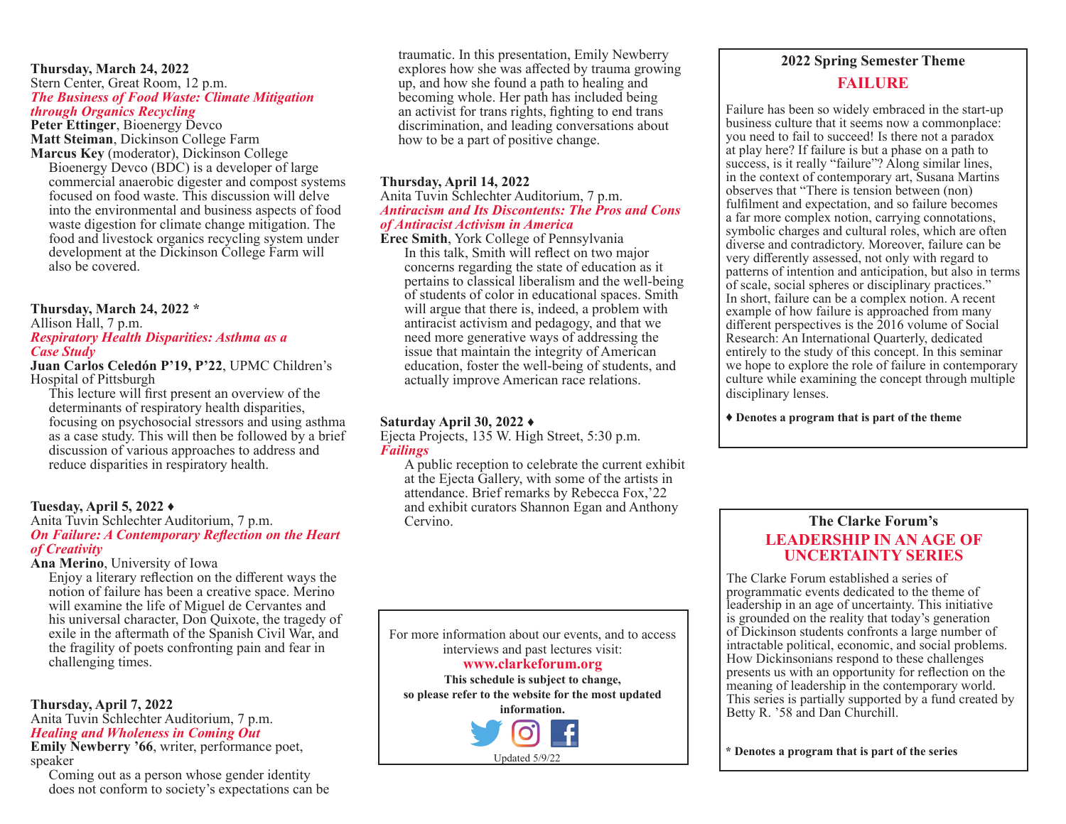**Thursday, March 24, 2022**
Stern Center, Great Room, 12 p.m.
***The Business of Food Waste: Climate Mitigation through Organics Recycling***
**Peter Ettinger**, Bioenergy Devco
**Matt Steiman**, Dickinson College Farm
**Marcus Key** (moderator), Dickinson College

Bioenergy Devco (BDC) is a developer of large commercial anaerobic digester and compost systems focused on food waste. This discussion will delve into the environmental and business aspects of food waste digestion for climate change mitigation. The food and livestock organics recycling system under development at the Dickinson College Farm will also be covered.

**Thursday, March 24, 2022 ***
Allison Hall, 7 p.m.
***Respiratory Health Disparities: Asthma as a Case Study***
**Juan Carlos Celedón P'19, P'22**, UPMC Children's Hospital of Pittsburgh

This lecture will first present an overview of the determinants of respiratory health disparities, focusing on psychosocial stressors and using asthma as a case study. This will then be followed by a brief discussion of various approaches to address and reduce disparities in respiratory health.

**Tuesday, April 5, 2022 ♦**
Anita Tuvin Schlechter Auditorium, 7 p.m.
***On Failure: A Contemporary Reflection on the Heart of Creativity***
**Ana Merino**, University of Iowa

Enjoy a literary reflection on the different ways the notion of failure has been a creative space. Merino will examine the life of Miguel de Cervantes and his universal character, Don Quixote, the tragedy of exile in the aftermath of the Spanish Civil War, and the fragility of poets confronting pain and fear in challenging times.

**Thursday, April 7, 2022**
Anita Tuvin Schlechter Auditorium, 7 p.m.
***Healing and Wholeness in Coming Out***
**Emily Newberry '66**, writer, performance poet, speaker

Coming out as a person whose gender identity does not conform to society's expectations can be traumatic. In this presentation, Emily Newberry explores how she was affected by trauma growing up, and how she found a path to healing and becoming whole. Her path has included being an activist for trans rights, fighting to end trans discrimination, and leading conversations about how to be a part of positive change.

**Thursday, April 14, 2022**
Anita Tuvin Schlechter Auditorium, 7 p.m.
***Antiracism and Its Discontents: The Pros and Cons of Antiracist Activism in America***
**Erec Smith**, York College of Pennsylvania

In this talk, Smith will reflect on two major concerns regarding the state of education as it pertains to classical liberalism and the well-being of students of color in educational spaces. Smith will argue that there is, indeed, a problem with antiracist activism and pedagogy, and that we need more generative ways of addressing the issue that maintain the integrity of American education, foster the well-being of students, and actually improve American race relations.

**Saturday April 30, 2022 ♦**
Ejecta Projects, 135 W. High Street, 5:30 p.m.
***Failings***

A public reception to celebrate the current exhibit at the Ejecta Gallery, with some of the artists in attendance. Brief remarks by Rebecca Fox,'22 and exhibit curators Shannon Egan and Anthony Cervino.

For more information about our events, and to access interviews and past lectures visit:
**www.clarkeforum.org**
**This schedule is subject to change, so please refer to the website for the most updated information.**

Updated 5/9/22

## 2022 Spring Semester Theme
## FAILURE

Failure has been so widely embraced in the start-up business culture that it seems now a commonplace: you need to fail to succeed! Is there not a paradox at play here? If failure is but a phase on a path to success, is it really "failure"? Along similar lines, in the context of contemporary art, Susana Martins observes that "There is tension between (non) fulfilment and expectation, and so failure becomes a far more complex notion, carrying connotations, symbolic charges and cultural roles, which are often diverse and contradictory. Moreover, failure can be very differently assessed, not only with regard to patterns of intention and anticipation, but also in terms of scale, social spheres or disciplinary practices." In short, failure can be a complex notion. A recent example of how failure is approached from many different perspectives is the 2016 volume of Social Research: An International Quarterly, dedicated entirely to the study of this concept. In this seminar we hope to explore the role of failure in contemporary culture while examining the concept through multiple disciplinary lenses.

**♦ Denotes a program that is part of the theme**

## The Clarke Forum's
## LEADERSHIP IN AN AGE OF UNCERTAINTY SERIES

The Clarke Forum established a series of programmatic events dedicated to the theme of leadership in an age of uncertainty. This initiative is grounded on the reality that today's generation of Dickinson students confronts a large number of intractable political, economic, and social problems. How Dickinsonians respond to these challenges presents us with an opportunity for reflection on the meaning of leadership in the contemporary world. This series is partially supported by a fund created by Betty R. '58 and Dan Churchill.

*** Denotes a program that is part of the series**